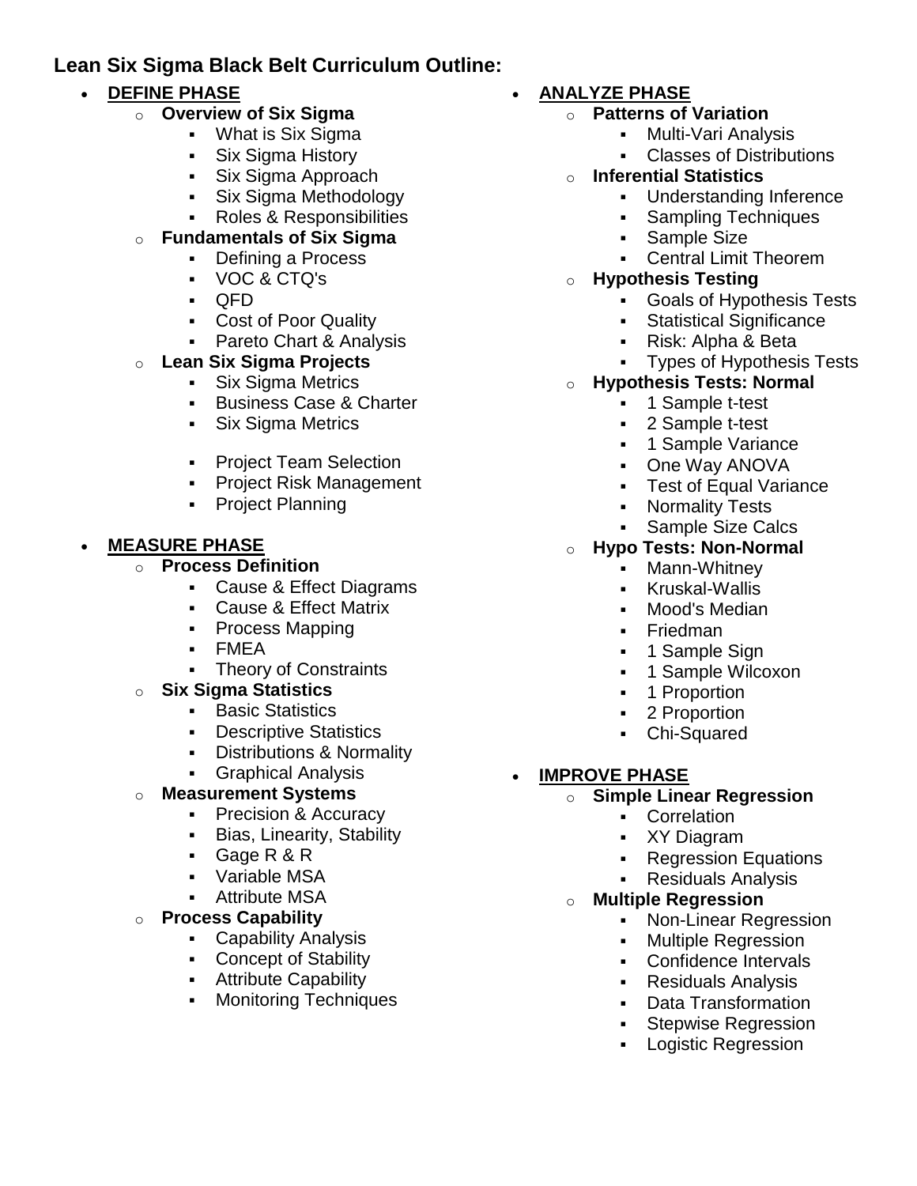## Lean Six Sigma Black Belt Curriculum Outline:

- **DEFINE PHASE**
  - **Overview of Six Sigma**
    - What is Six Sigma
    - Six Sigma History
    - Six Sigma Approach
    - Six Sigma Methodology
    - Roles & Responsibilities
  - **Fundamentals of Six Sigma**
    - Defining a Process
    - VOC & CTQ's
    - QFD
    - Cost of Poor Quality
    - Pareto Chart & Analysis
  - **Lean Six Sigma Projects**
    - Six Sigma Metrics
    - Business Case & Charter
    - Six Sigma Metrics
    - Project Team Selection
    - Project Risk Management
    - Project Planning

- **MEASURE PHASE**
  - **Process Definition**
    - Cause & Effect Diagrams
    - Cause & Effect Matrix
    - Process Mapping
    - FMEA
    - Theory of Constraints
  - **Six Sigma Statistics**
    - Basic Statistics
    - Descriptive Statistics
    - Distributions & Normality
    - Graphical Analysis
  - **Measurement Systems**
    - Precision & Accuracy
    - Bias, Linearity, Stability
    - Gage R & R
    - Variable MSA
    - Attribute MSA
  - **Process Capability**
    - Capability Analysis
    - Concept of Stability
    - Attribute Capability
    - Monitoring Techniques

- **ANALYZE PHASE**
  - **Patterns of Variation**
    - Multi-Vari Analysis
    - Classes of Distributions
  - **Inferential Statistics**
    - Understanding Inference
    - Sampling Techniques
    - Sample Size
    - Central Limit Theorem
  - **Hypothesis Testing**
    - Goals of Hypothesis Tests
    - Statistical Significance
    - Risk: Alpha & Beta
    - Types of Hypothesis Tests
  - **Hypothesis Tests: Normal**
    - 1 Sample t-test
    - 2 Sample t-test
    - 1 Sample Variance
    - One Way ANOVA
    - Test of Equal Variance
    - Normality Tests
    - Sample Size Calcs
  - **Hypo Tests: Non-Normal**
    - Mann-Whitney
    - Kruskal-Wallis
    - Mood's Median
    - Friedman
    - 1 Sample Sign
    - 1 Sample Wilcoxon
    - 1 Proportion
    - 2 Proportion
    - Chi-Squared

- **IMPROVE PHASE**
  - **Simple Linear Regression**
    - Correlation
    - XY Diagram
    - Regression Equations
    - Residuals Analysis
  - **Multiple Regression**
    - Non-Linear Regression
    - Multiple Regression
    - Confidence Intervals
    - Residuals Analysis
    - Data Transformation
    - Stepwise Regression
    - Logistic Regression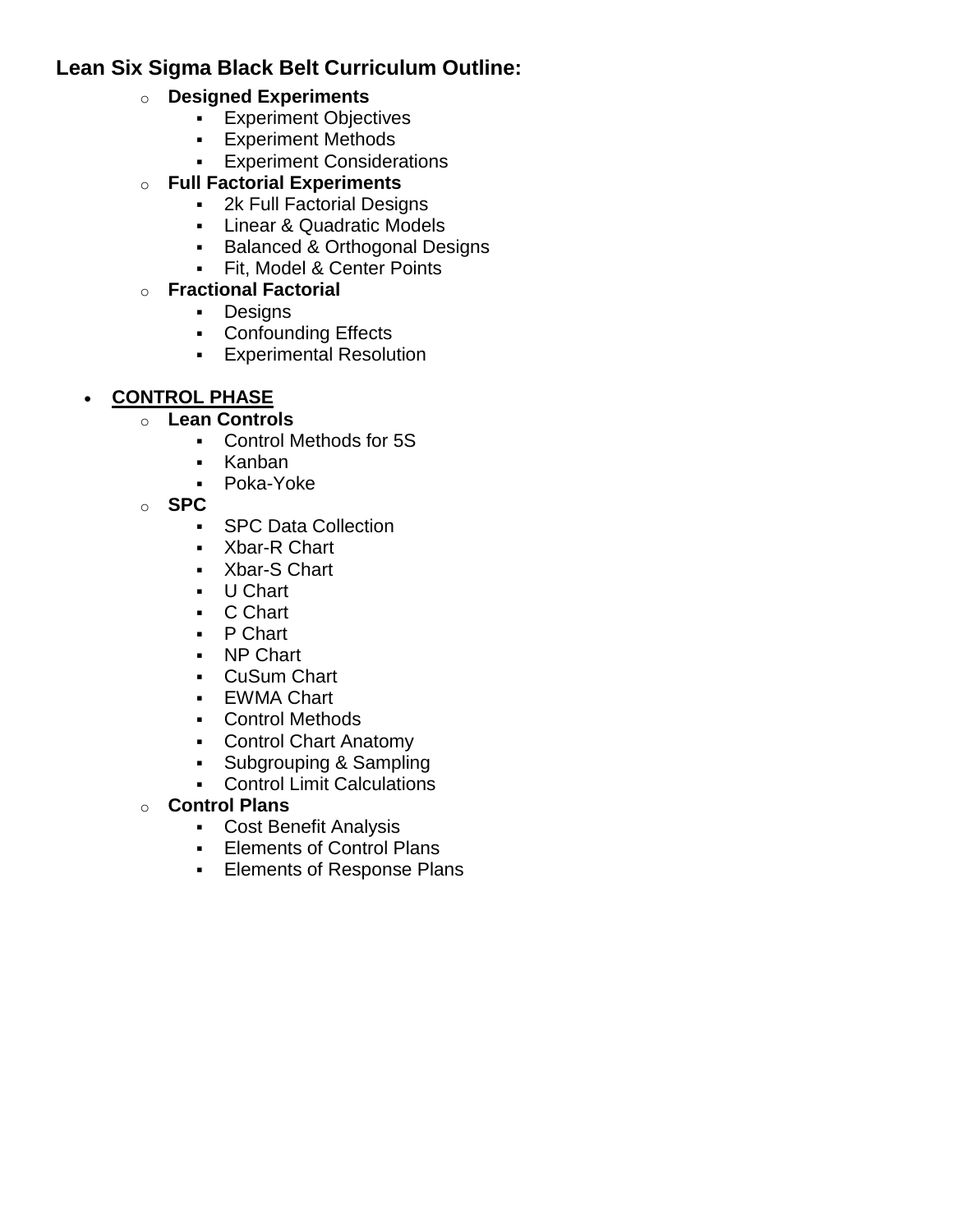**Lean Six Sigma Black Belt Curriculum Outline:**

- **Designed Experiments**
  - Experiment Objectives
  - Experiment Methods
  - Experiment Considerations
- **Full Factorial Experiments**
  - 2k Full Factorial Designs
  - Linear & Quadratic Models
  - Balanced & Orthogonal Designs
  - Fit, Model & Center Points
- **Fractional Factorial**
  - Designs
  - Confounding Effects
  - Experimental Resolution

- **<u>CONTROL PHASE</u>**
  - **Lean Controls**
    - Control Methods for 5S
    - Kanban
    - Poka-Yoke
  - **SPC**
    - SPC Data Collection
    - Xbar-R Chart
    - Xbar-S Chart
    - U Chart
    - C Chart
    - P Chart
    - NP Chart
    - CuSum Chart
    - EWMA Chart
    - Control Methods
    - Control Chart Anatomy
    - Subgrouping & Sampling
    - Control Limit Calculations
  - **Control Plans**
    - Cost Benefit Analysis
    - Elements of Control Plans
    - Elements of Response Plans